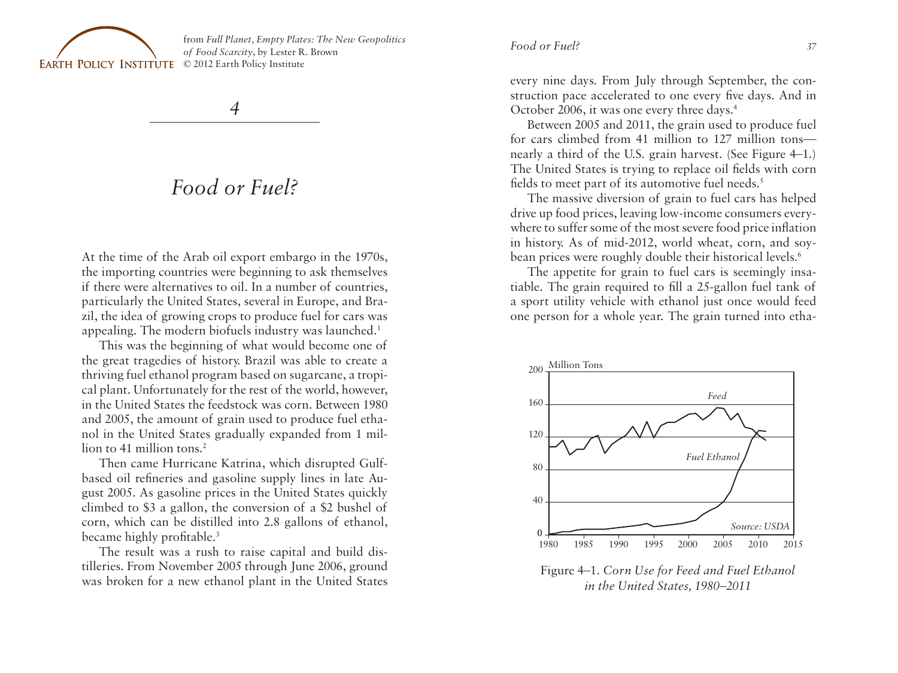from *Full Planet, Empty Plates: The New Geopolitics of Food Scarcity*, by Lester R. Brown
© 2012 Earth Policy Institute

# 4

# *Food or Fuel?*

At the time of the Arab oil export embargo in the 1970s, the importing countries were beginning to ask themselves if there were alternatives to oil. In a number of countries, particularly the United States, several in Europe, and Brazil, the idea of growing crops to produce fuel for cars was appealing. The modern biofuels industry was launched.[1]

This was the beginning of what would become one of the great tragedies of history. Brazil was able to create a thriving fuel ethanol program based on sugarcane, a tropical plant. Unfortunately for the rest of the world, however, in the United States the feedstock was corn. Between 1980 and 2005, the amount of grain used to produce fuel ethanol in the United States gradually expanded from 1 million to 41 million tons.[2]

Then came Hurricane Katrina, which disrupted Gulf-based oil refineries and gasoline supply lines in late August 2005. As gasoline prices in the United States quickly climbed to $3 a gallon, the conversion of a $2 bushel of corn, which can be distilled into 2.8 gallons of ethanol, became highly profitable.[3]

The result was a rush to raise capital and build distilleries. From November 2005 through June 2006, ground was broken for a new ethanol plant in the United States every nine days. From July through September, the construction pace accelerated to one every five days. And in October 2006, it was one every three days.[4]

Between 2005 and 2011, the grain used to produce fuel for cars climbed from 41 million to 127 million tons—nearly a third of the U.S. grain harvest. (See Figure 4–1.) The United States is trying to replace oil fields with corn fields to meet part of its automotive fuel needs.[5]

The massive diversion of grain to fuel cars has helped drive up food prices, leaving low-income consumers everywhere to suffer some of the most severe food price inflation in history. As of mid-2012, world wheat, corn, and soybean prices were roughly double their historical levels.[6]

The appetite for grain to fuel cars is seemingly insatiable. The grain required to fill a 25-gallon fuel tank of a sport utility vehicle with ethanol just once would feed one person for a whole year. The grain turned into etha-

Figure 4–1. *Corn Use for Feed and Fuel Ethanol in the United States, 1980–2011*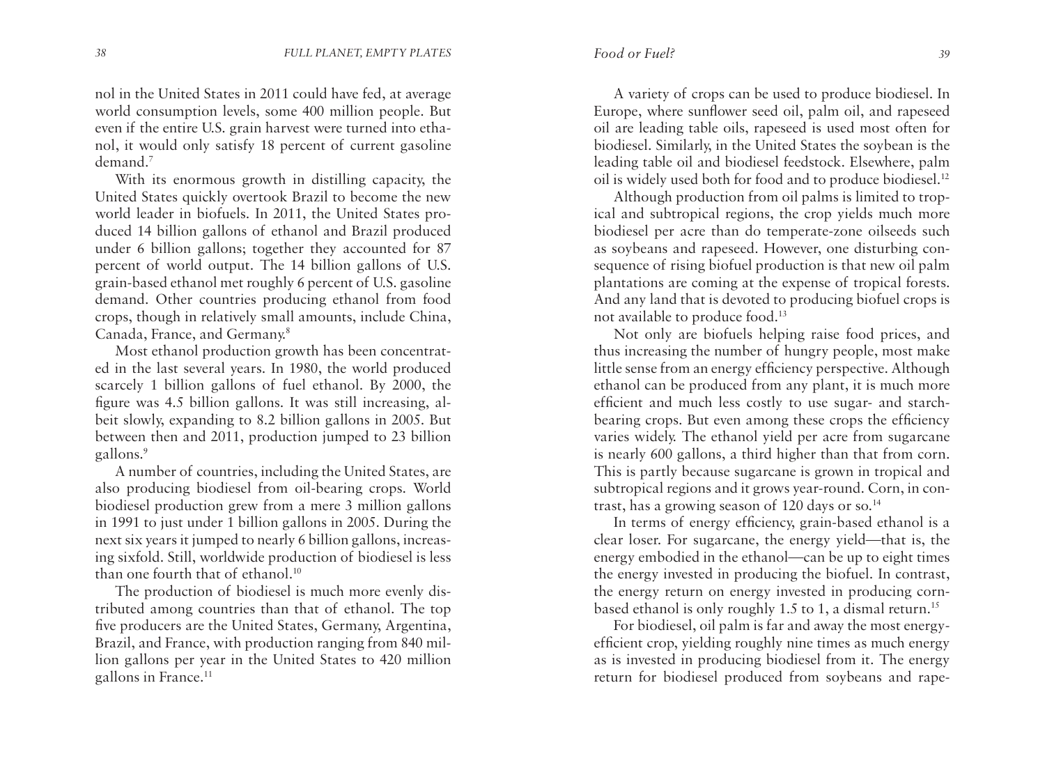nol in the United States in 2011 could have fed, at average world consumption levels, some 400 million people. But even if the entire U.S. grain harvest were turned into ethanol, it would only satisfy 18 percent of current gasoline demand.[7]

With its enormous growth in distilling capacity, the United States quickly overtook Brazil to become the new world leader in biofuels. In 2011, the United States produced 14 billion gallons of ethanol and Brazil produced under 6 billion gallons; together they accounted for 87 percent of world output. The 14 billion gallons of U.S. grain-based ethanol met roughly 6 percent of U.S. gasoline demand. Other countries producing ethanol from food crops, though in relatively small amounts, include China, Canada, France, and Germany.[8]

Most ethanol production growth has been concentrated in the last several years. In 1980, the world produced scarcely 1 billion gallons of fuel ethanol. By 2000, the figure was 4.5 billion gallons. It was still increasing, albeit slowly, expanding to 8.2 billion gallons in 2005. But between then and 2011, production jumped to 23 billion gallons.[9]

A number of countries, including the United States, are also producing biodiesel from oil-bearing crops. World biodiesel production grew from a mere 3 million gallons in 1991 to just under 1 billion gallons in 2005. During the next six years it jumped to nearly 6 billion gallons, increasing sixfold. Still, worldwide production of biodiesel is less than one fourth that of ethanol.[10]

The production of biodiesel is much more evenly distributed among countries than that of ethanol. The top five producers are the United States, Germany, Argentina, Brazil, and France, with production ranging from 840 million gallons per year in the United States to 420 million gallons in France.[11]

A variety of crops can be used to produce biodiesel. In Europe, where sunflower seed oil, palm oil, and rapeseed oil are leading table oils, rapeseed is used most often for biodiesel. Similarly, in the United States the soybean is the leading table oil and biodiesel feedstock. Elsewhere, palm oil is widely used both for food and to produce biodiesel.[12]

Although production from oil palms is limited to tropical and subtropical regions, the crop yields much more biodiesel per acre than do temperate-zone oilseeds such as soybeans and rapeseed. However, one disturbing consequence of rising biofuel production is that new oil palm plantations are coming at the expense of tropical forests. And any land that is devoted to producing biofuel crops is not available to produce food.[13]

Not only are biofuels helping raise food prices, and thus increasing the number of hungry people, most make little sense from an energy efficiency perspective. Although ethanol can be produced from any plant, it is much more efficient and much less costly to use sugar- and starch-bearing crops. But even among these crops the efficiency varies widely. The ethanol yield per acre from sugarcane is nearly 600 gallons, a third higher than that from corn. This is partly because sugarcane is grown in tropical and subtropical regions and it grows year-round. Corn, in contrast, has a growing season of 120 days or so.[14]

In terms of energy efficiency, grain-based ethanol is a clear loser. For sugarcane, the energy yield—that is, the energy embodied in the ethanol—can be up to eight times the energy invested in producing the biofuel. In contrast, the energy return on energy invested in producing corn-based ethanol is only roughly 1.5 to 1, a dismal return.[15]

For biodiesel, oil palm is far and away the most energy-efficient crop, yielding roughly nine times as much energy as is invested in producing biodiesel from it. The energy return for biodiesel produced from soybeans and rape-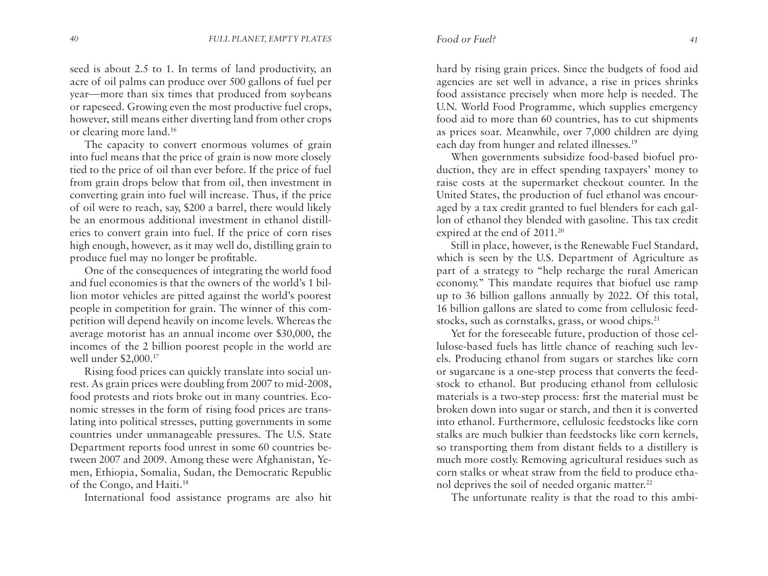seed is about 2.5 to 1. In terms of land productivity, an acre of oil palms can produce over 500 gallons of fuel per year—more than six times that produced from soybeans or rapeseed. Growing even the most productive fuel crops, however, still means either diverting land from other crops or clearing more land.[16]

The capacity to convert enormous volumes of grain into fuel means that the price of grain is now more closely tied to the price of oil than ever before. If the price of fuel from grain drops below that from oil, then investment in converting grain into fuel will increase. Thus, if the price of oil were to reach, say, $200 a barrel, there would likely be an enormous additional investment in ethanol distilleries to convert grain into fuel. If the price of corn rises high enough, however, as it may well do, distilling grain to produce fuel may no longer be profitable.

One of the consequences of integrating the world food and fuel economies is that the owners of the world's 1 billion motor vehicles are pitted against the world's poorest people in competition for grain. The winner of this competition will depend heavily on income levels. Whereas the average motorist has an annual income over $30,000, the incomes of the 2 billion poorest people in the world are well under $2,000.[17]

Rising food prices can quickly translate into social unrest. As grain prices were doubling from 2007 to mid-2008, food protests and riots broke out in many countries. Economic stresses in the form of rising food prices are translating into political stresses, putting governments in some countries under unmanageable pressures. The U.S. State Department reports food unrest in some 60 countries between 2007 and 2009. Among these were Afghanistan, Yemen, Ethiopia, Somalia, Sudan, the Democratic Republic of the Congo, and Haiti.[18]

International food assistance programs are also hit hard by rising grain prices. Since the budgets of food aid agencies are set well in advance, a rise in prices shrinks food assistance precisely when more help is needed. The U.N. World Food Programme, which supplies emergency food aid to more than 60 countries, has to cut shipments as prices soar. Meanwhile, over 7,000 children are dying each day from hunger and related illnesses.[19]

When governments subsidize food-based biofuel production, they are in effect spending taxpayers' money to raise costs at the supermarket checkout counter. In the United States, the production of fuel ethanol was encouraged by a tax credit granted to fuel blenders for each gallon of ethanol they blended with gasoline. This tax credit expired at the end of 2011.[20]

Still in place, however, is the Renewable Fuel Standard, which is seen by the U.S. Department of Agriculture as part of a strategy to "help recharge the rural American economy." This mandate requires that biofuel use ramp up to 36 billion gallons annually by 2022. Of this total, 16 billion gallons are slated to come from cellulosic feedstocks, such as cornstalks, grass, or wood chips.[21]

Yet for the foreseeable future, production of those cellulose-based fuels has little chance of reaching such levels. Producing ethanol from sugars or starches like corn or sugarcane is a one-step process that converts the feedstock to ethanol. But producing ethanol from cellulosic materials is a two-step process: first the material must be broken down into sugar or starch, and then it is converted into ethanol. Furthermore, cellulosic feedstocks like corn stalks are much bulkier than feedstocks like corn kernels, so transporting them from distant fields to a distillery is much more costly. Removing agricultural residues such as corn stalks or wheat straw from the field to produce ethanol deprives the soil of needed organic matter.[22]

The unfortunate reality is that the road to this ambi-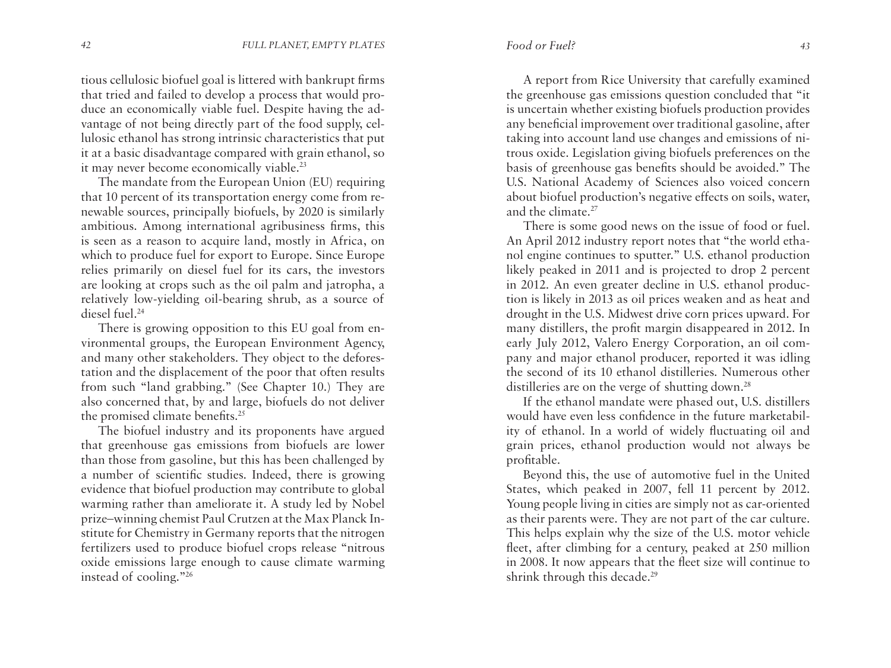tious cellulosic biofuel goal is littered with bankrupt firms that tried and failed to develop a process that would produce an economically viable fuel. Despite having the advantage of not being directly part of the food supply, cellulosic ethanol has strong intrinsic characteristics that put it at a basic disadvantage compared with grain ethanol, so it may never become economically viable.[23]

The mandate from the European Union (EU) requiring that 10 percent of its transportation energy come from renewable sources, principally biofuels, by 2020 is similarly ambitious. Among international agribusiness firms, this is seen as a reason to acquire land, mostly in Africa, on which to produce fuel for export to Europe. Since Europe relies primarily on diesel fuel for its cars, the investors are looking at crops such as the oil palm and jatropha, a relatively low-yielding oil-bearing shrub, as a source of diesel fuel.[24]

There is growing opposition to this EU goal from environmental groups, the European Environment Agency, and many other stakeholders. They object to the deforestation and the displacement of the poor that often results from such "land grabbing." (See Chapter 10.) They are also concerned that, by and large, biofuels do not deliver the promised climate benefits.[25]

The biofuel industry and its proponents have argued that greenhouse gas emissions from biofuels are lower than those from gasoline, but this has been challenged by a number of scientific studies. Indeed, there is growing evidence that biofuel production may contribute to global warming rather than ameliorate it. A study led by Nobel prize–winning chemist Paul Crutzen at the Max Planck Institute for Chemistry in Germany reports that the nitrogen fertilizers used to produce biofuel crops release "nitrous oxide emissions large enough to cause climate warming instead of cooling."[26]

A report from Rice University that carefully examined the greenhouse gas emissions question concluded that "it is uncertain whether existing biofuels production provides any beneficial improvement over traditional gasoline, after taking into account land use changes and emissions of nitrous oxide. Legislation giving biofuels preferences on the basis of greenhouse gas benefits should be avoided." The U.S. National Academy of Sciences also voiced concern about biofuel production's negative effects on soils, water, and the climate.[27]

There is some good news on the issue of food or fuel. An April 2012 industry report notes that "the world ethanol engine continues to sputter." U.S. ethanol production likely peaked in 2011 and is projected to drop 2 percent in 2012. An even greater decline in U.S. ethanol production is likely in 2013 as oil prices weaken and as heat and drought in the U.S. Midwest drive corn prices upward. For many distillers, the profit margin disappeared in 2012. In early July 2012, Valero Energy Corporation, an oil company and major ethanol producer, reported it was idling the second of its 10 ethanol distilleries. Numerous other distilleries are on the verge of shutting down.[28]

If the ethanol mandate were phased out, U.S. distillers would have even less confidence in the future marketability of ethanol. In a world of widely fluctuating oil and grain prices, ethanol production would not always be profitable.

Beyond this, the use of automotive fuel in the United States, which peaked in 2007, fell 11 percent by 2012. Young people living in cities are simply not as car-oriented as their parents were. They are not part of the car culture. This helps explain why the size of the U.S. motor vehicle fleet, after climbing for a century, peaked at 250 million in 2008. It now appears that the fleet size will continue to shrink through this decade.[29]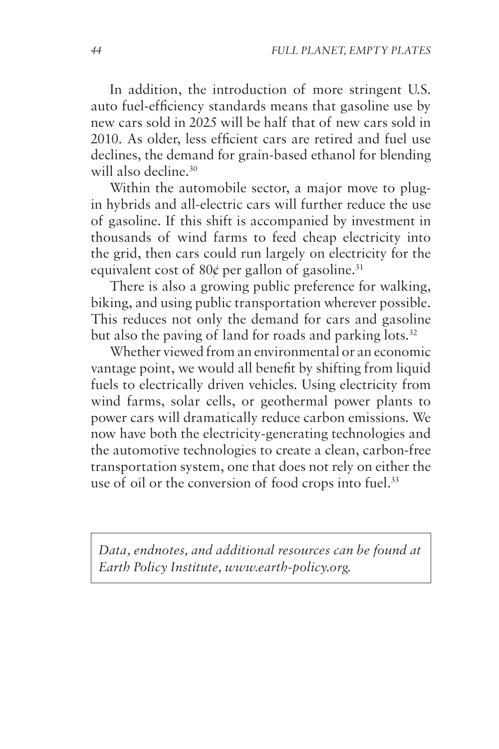In addition, the introduction of more stringent U.S. auto fuel-efficiency standards means that gasoline use by new cars sold in 2025 will be half that of new cars sold in 2010. As older, less efficient cars are retired and fuel use declines, the demand for grain-based ethanol for blending will also decline.[30]

Within the automobile sector, a major move to plug-in hybrids and all-electric cars will further reduce the use of gasoline. If this shift is accompanied by investment in thousands of wind farms to feed cheap electricity into the grid, then cars could run largely on electricity for the equivalent cost of 80¢ per gallon of gasoline.[31]

There is also a growing public preference for walking, biking, and using public transportation wherever possible. This reduces not only the demand for cars and gasoline but also the paving of land for roads and parking lots.[32]

Whether viewed from an environmental or an economic vantage point, we would all benefit by shifting from liquid fuels to electrically driven vehicles. Using electricity from wind farms, solar cells, or geothermal power plants to power cars will dramatically reduce carbon emissions. We now have both the electricity-generating technologies and the automotive technologies to create a clean, carbon-free transportation system, one that does not rely on either the use of oil or the conversion of food crops into fuel.[33]

*Data, endnotes, and additional resources can be found at Earth Policy Institute, www.earth-policy.org.*